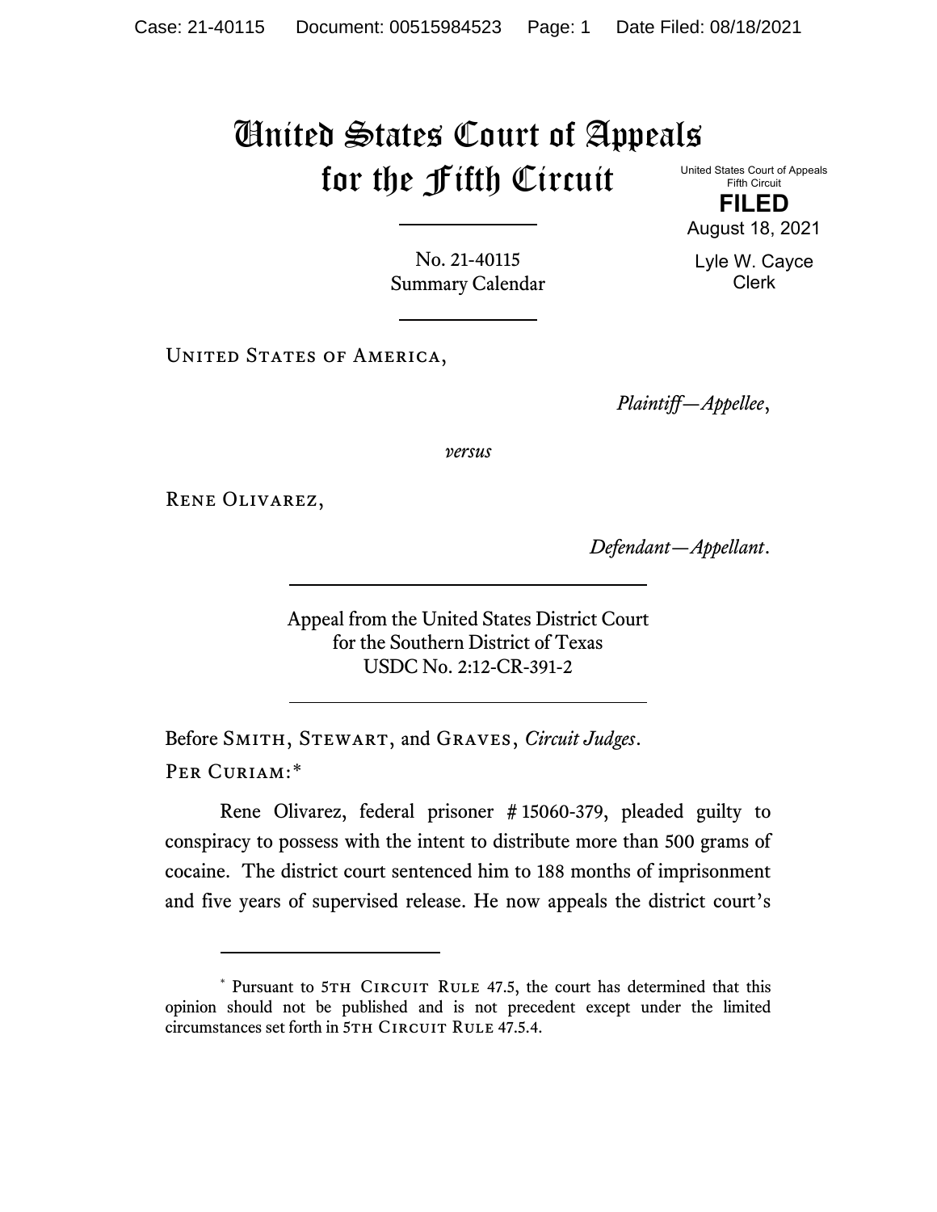# United States Court of Appeals for the Fifth Circuit

United States Court of Appeals
Fifth Circuit

**FILED**

August 18, 2021

Lyle W. Cayce
Clerk

No. 21-40115
Summary Calendar

---

United States of America,

*Plaintiff—Appellee*,

*versus*

Rene Olivarez,

*Defendant—Appellant*.

---

Appeal from the United States District Court
for the Southern District of Texas
USDC No. 2:12-CR-391-2

---

Before Smith, Stewart, and Graves, *Circuit Judges*.

Per Curiam:*

Rene Olivarez, federal prisoner # 15060-379, pleaded guilty to conspiracy to possess with the intent to distribute more than 500 grams of cocaine. The district court sentenced him to 188 months of imprisonment and five years of supervised release. He now appeals the district court's

---

\* Pursuant to 5th Circuit Rule 47.5, the court has determined that this opinion should not be published and is not precedent except under the limited circumstances set forth in 5th Circuit Rule 47.5.4.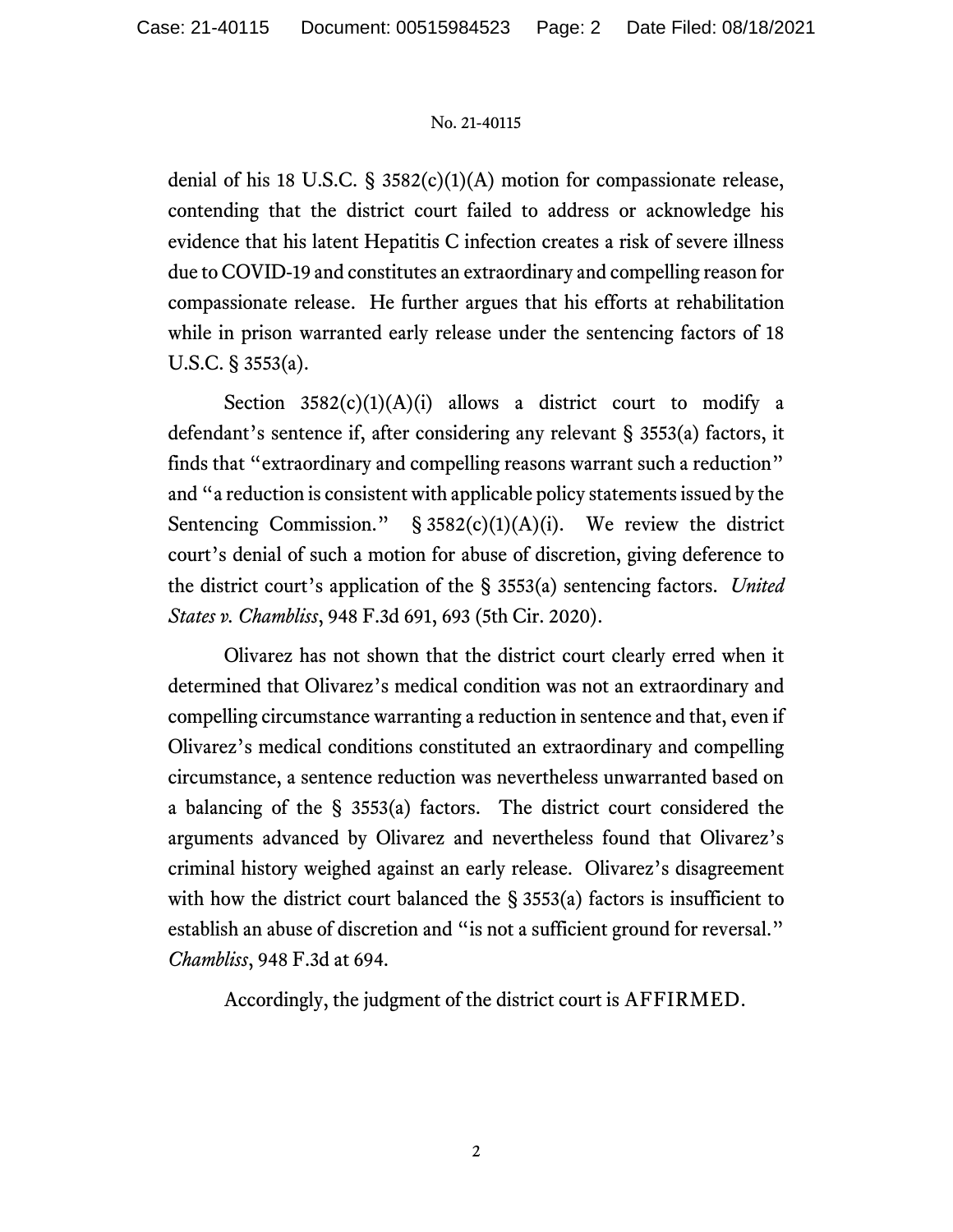denial of his 18 U.S.C. § 3582(c)(1)(A) motion for compassionate release, contending that the district court failed to address or acknowledge his evidence that his latent Hepatitis C infection creates a risk of severe illness due to COVID-19 and constitutes an extraordinary and compelling reason for compassionate release. He further argues that his efforts at rehabilitation while in prison warranted early release under the sentencing factors of 18 U.S.C. § 3553(a).

Section 3582(c)(1)(A)(i) allows a district court to modify a defendant's sentence if, after considering any relevant § 3553(a) factors, it finds that "extraordinary and compelling reasons warrant such a reduction" and "a reduction is consistent with applicable policy statements issued by the Sentencing Commission." § 3582(c)(1)(A)(i). We review the district court's denial of such a motion for abuse of discretion, giving deference to the district court's application of the § 3553(a) sentencing factors. *United States v. Chambliss*, 948 F.3d 691, 693 (5th Cir. 2020).

Olivarez has not shown that the district court clearly erred when it determined that Olivarez's medical condition was not an extraordinary and compelling circumstance warranting a reduction in sentence and that, even if Olivarez's medical conditions constituted an extraordinary and compelling circumstance, a sentence reduction was nevertheless unwarranted based on a balancing of the § 3553(a) factors. The district court considered the arguments advanced by Olivarez and nevertheless found that Olivarez's criminal history weighed against an early release. Olivarez's disagreement with how the district court balanced the § 3553(a) factors is insufficient to establish an abuse of discretion and "is not a sufficient ground for reversal." *Chambliss*, 948 F.3d at 694.

Accordingly, the judgment of the district court is AFFIRMED.